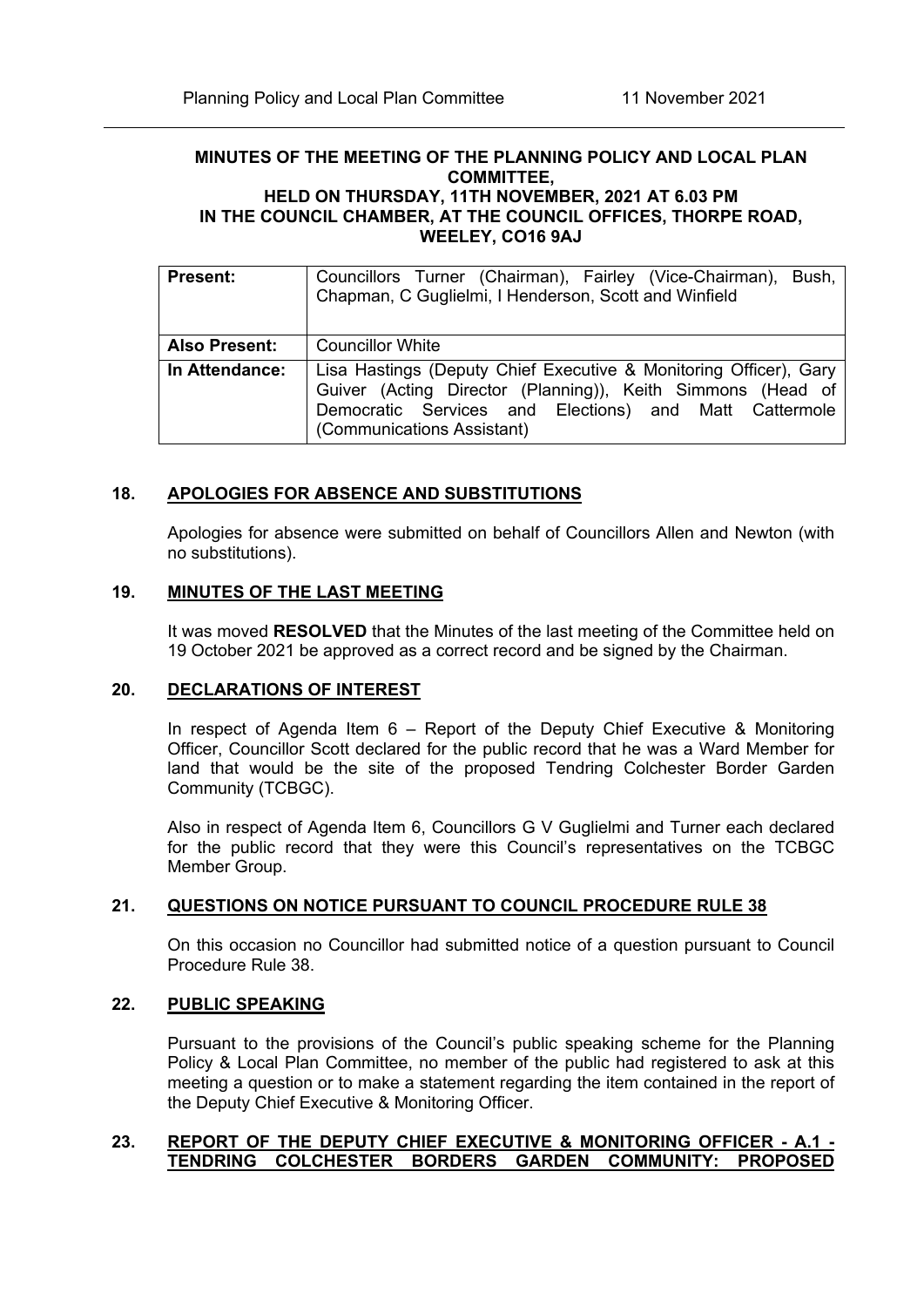**MINUTES OF THE MEETING OF THE PLANNING POLICY AND LOCAL PLAN COMMITTEE,**
**HELD ON THURSDAY, 11TH NOVEMBER, 2021 AT 6.03 PM**
**IN THE COUNCIL CHAMBER, AT THE COUNCIL OFFICES, THORPE ROAD, WEELEY, CO16 9AJ**

| **Present:** | Councillors Turner (Chairman), Fairley (Vice-Chairman), Bush, Chapman, C Guglielmi, I Henderson, Scott and Winfield |
|---|---|
| **Also Present:** | Councillor White |
| **In Attendance:** | Lisa Hastings (Deputy Chief Executive & Monitoring Officer), Gary Guiver (Acting Director (Planning)), Keith Simmons (Head of Democratic Services and Elections) and Matt Cattermole (Communications Assistant) |

## 18. APOLOGIES FOR ABSENCE AND SUBSTITUTIONS

Apologies for absence were submitted on behalf of Councillors Allen and Newton (with no substitutions).

## 19. MINUTES OF THE LAST MEETING

It was moved **RESOLVED** that the Minutes of the last meeting of the Committee held on 19 October 2021 be approved as a correct record and be signed by the Chairman.

## 20. DECLARATIONS OF INTEREST

In respect of Agenda Item 6 – Report of the Deputy Chief Executive & Monitoring Officer, Councillor Scott declared for the public record that he was a Ward Member for land that would be the site of the proposed Tendring Colchester Border Garden Community (TCBGC).

Also in respect of Agenda Item 6, Councillors G V Guglielmi and Turner each declared for the public record that they were this Council's representatives on the TCBGC Member Group.

## 21. QUESTIONS ON NOTICE PURSUANT TO COUNCIL PROCEDURE RULE 38

On this occasion no Councillor had submitted notice of a question pursuant to Council Procedure Rule 38.

## 22. PUBLIC SPEAKING

Pursuant to the provisions of the Council's public speaking scheme for the Planning Policy & Local Plan Committee, no member of the public had registered to ask at this meeting a question or to make a statement regarding the item contained in the report of the Deputy Chief Executive & Monitoring Officer.

## 23. REPORT OF THE DEPUTY CHIEF EXECUTIVE & MONITORING OFFICER - A.1 - TENDRING COLCHESTER BORDERS GARDEN COMMUNITY: PROPOSED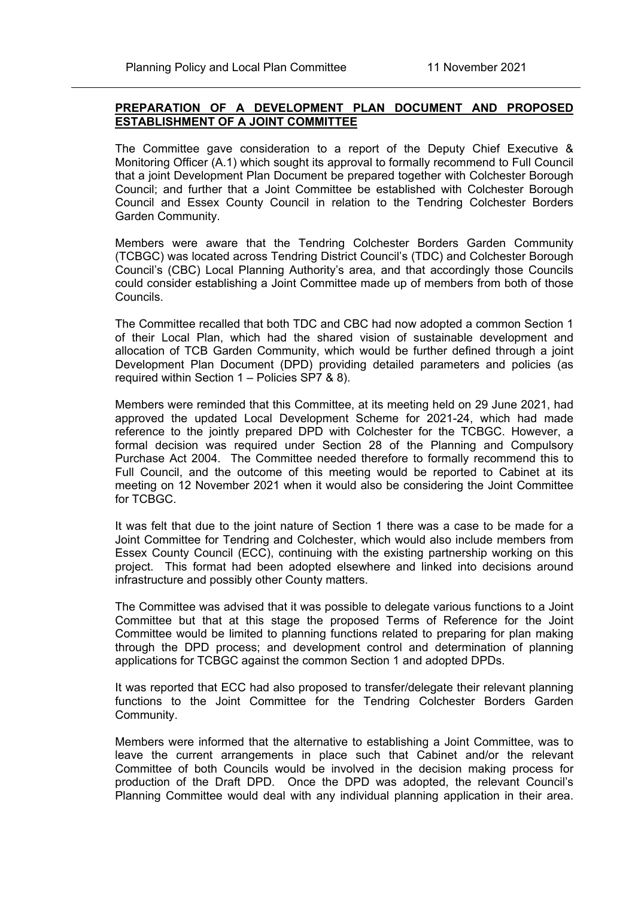**PREPARATION OF A DEVELOPMENT PLAN DOCUMENT AND PROPOSED ESTABLISHMENT OF A JOINT COMMITTEE**

The Committee gave consideration to a report of the Deputy Chief Executive & Monitoring Officer (A.1) which sought its approval to formally recommend to Full Council that a joint Development Plan Document be prepared together with Colchester Borough Council; and further that a Joint Committee be established with Colchester Borough Council and Essex County Council in relation to the Tendring Colchester Borders Garden Community.

Members were aware that the Tendring Colchester Borders Garden Community (TCBGC) was located across Tendring District Council's (TDC) and Colchester Borough Council's (CBC) Local Planning Authority's area, and that accordingly those Councils could consider establishing a Joint Committee made up of members from both of those Councils.

The Committee recalled that both TDC and CBC had now adopted a common Section 1 of their Local Plan, which had the shared vision of sustainable development and allocation of TCB Garden Community, which would be further defined through a joint Development Plan Document (DPD) providing detailed parameters and policies (as required within Section 1 – Policies SP7 & 8).

Members were reminded that this Committee, at its meeting held on 29 June 2021, had approved the updated Local Development Scheme for 2021-24, which had made reference to the jointly prepared DPD with Colchester for the TCBGC. However, a formal decision was required under Section 28 of the Planning and Compulsory Purchase Act 2004. The Committee needed therefore to formally recommend this to Full Council, and the outcome of this meeting would be reported to Cabinet at its meeting on 12 November 2021 when it would also be considering the Joint Committee for TCBGC.

It was felt that due to the joint nature of Section 1 there was a case to be made for a Joint Committee for Tendring and Colchester, which would also include members from Essex County Council (ECC), continuing with the existing partnership working on this project. This format had been adopted elsewhere and linked into decisions around infrastructure and possibly other County matters.

The Committee was advised that it was possible to delegate various functions to a Joint Committee but that at this stage the proposed Terms of Reference for the Joint Committee would be limited to planning functions related to preparing for plan making through the DPD process; and development control and determination of planning applications for TCBGC against the common Section 1 and adopted DPDs.

It was reported that ECC had also proposed to transfer/delegate their relevant planning functions to the Joint Committee for the Tendring Colchester Borders Garden Community.

Members were informed that the alternative to establishing a Joint Committee, was to leave the current arrangements in place such that Cabinet and/or the relevant Committee of both Councils would be involved in the decision making process for production of the Draft DPD. Once the DPD was adopted, the relevant Council's Planning Committee would deal with any individual planning application in their area.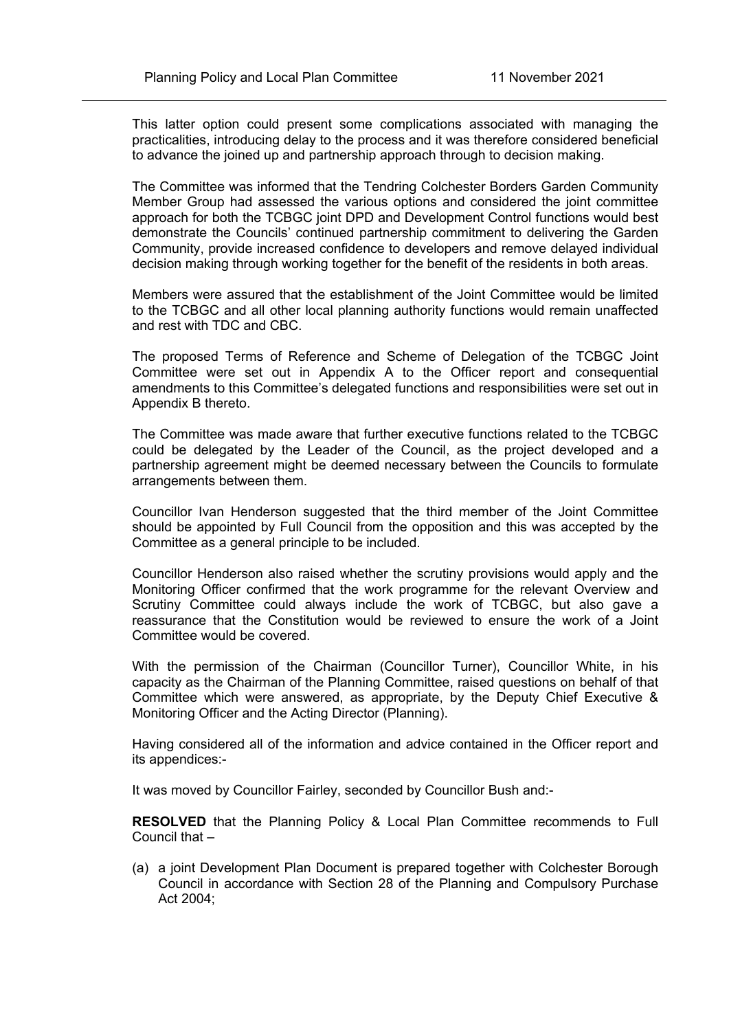This latter option could present some complications associated with managing the practicalities, introducing delay to the process and it was therefore considered beneficial to advance the joined up and partnership approach through to decision making.

The Committee was informed that the Tendring Colchester Borders Garden Community Member Group had assessed the various options and considered the joint committee approach for both the TCBGC joint DPD and Development Control functions would best demonstrate the Councils' continued partnership commitment to delivering the Garden Community, provide increased confidence to developers and remove delayed individual decision making through working together for the benefit of the residents in both areas.

Members were assured that the establishment of the Joint Committee would be limited to the TCBGC and all other local planning authority functions would remain unaffected and rest with TDC and CBC.

The proposed Terms of Reference and Scheme of Delegation of the TCBGC Joint Committee were set out in Appendix A to the Officer report and consequential amendments to this Committee's delegated functions and responsibilities were set out in Appendix B thereto.

The Committee was made aware that further executive functions related to the TCBGC could be delegated by the Leader of the Council, as the project developed and a partnership agreement might be deemed necessary between the Councils to formulate arrangements between them.

Councillor Ivan Henderson suggested that the third member of the Joint Committee should be appointed by Full Council from the opposition and this was accepted by the Committee as a general principle to be included.

Councillor Henderson also raised whether the scrutiny provisions would apply and the Monitoring Officer confirmed that the work programme for the relevant Overview and Scrutiny Committee could always include the work of TCBGC, but also gave a reassurance that the Constitution would be reviewed to ensure the work of a Joint Committee would be covered.

With the permission of the Chairman (Councillor Turner), Councillor White, in his capacity as the Chairman of the Planning Committee, raised questions on behalf of that Committee which were answered, as appropriate, by the Deputy Chief Executive & Monitoring Officer and the Acting Director (Planning).

Having considered all of the information and advice contained in the Officer report and its appendices:-

It was moved by Councillor Fairley, seconded by Councillor Bush and:-

**RESOLVED** that the Planning Policy & Local Plan Committee recommends to Full Council that –

(a) a joint Development Plan Document is prepared together with Colchester Borough Council in accordance with Section 28 of the Planning and Compulsory Purchase Act 2004;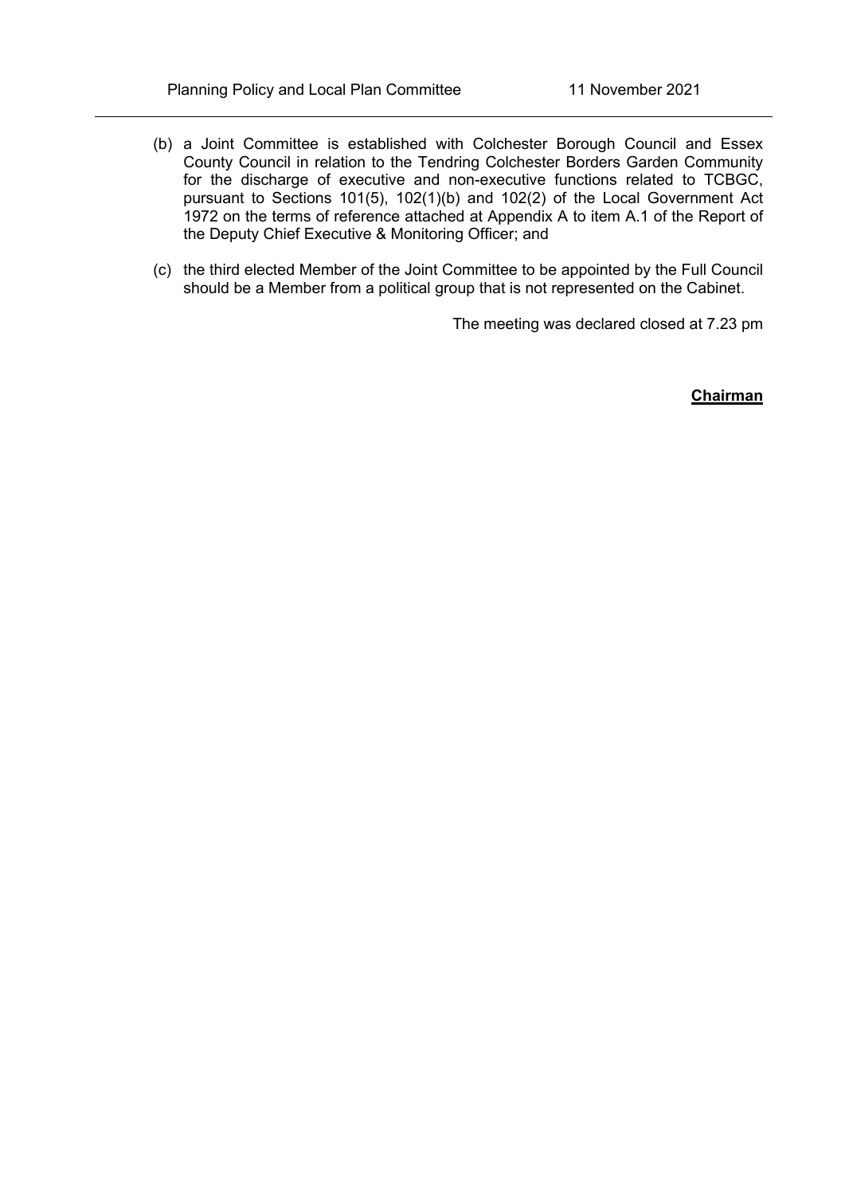(b) a Joint Committee is established with Colchester Borough Council and Essex County Council in relation to the Tendring Colchester Borders Garden Community for the discharge of executive and non-executive functions related to TCBGC, pursuant to Sections 101(5), 102(1)(b) and 102(2) of the Local Government Act 1972 on the terms of reference attached at Appendix A to item A.1 of the Report of the Deputy Chief Executive & Monitoring Officer; and

(c) the third elected Member of the Joint Committee to be appointed by the Full Council should be a Member from a political group that is not represented on the Cabinet.

The meeting was declared closed at 7.23 pm

**Chairman**